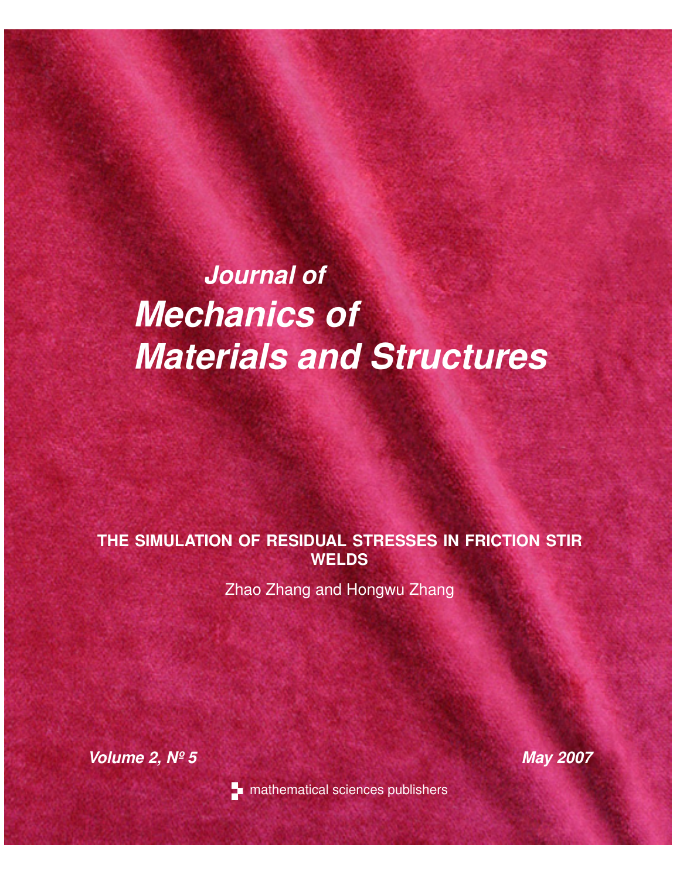# Journal of Mechanics of Materials and Structures

## THE SIMULATION OF RESIDUAL STRESSES IN FRICTION STIR WELDS

Zhao Zhang and Hongwu Zhang

*Volume 2, Nº 5* *May 2007*

mathematical sciences publishers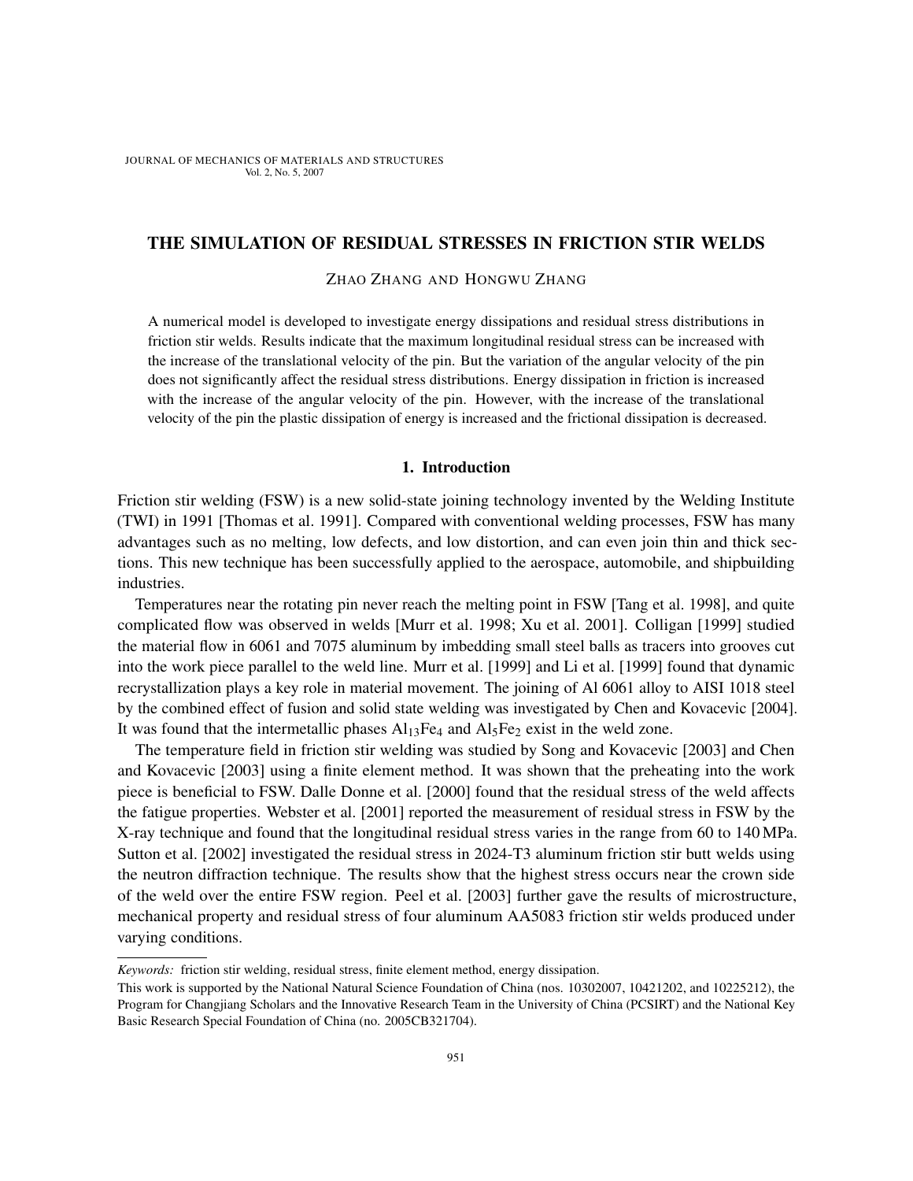# THE SIMULATION OF RESIDUAL STRESSES IN FRICTION STIR WELDS

ZHAO ZHANG AND HONGWU ZHANG

A numerical model is developed to investigate energy dissipations and residual stress distributions in friction stir welds. Results indicate that the maximum longitudinal residual stress can be increased with the increase of the translational velocity of the pin. But the variation of the angular velocity of the pin does not significantly affect the residual stress distributions. Energy dissipation in friction is increased with the increase of the angular velocity of the pin. However, with the increase of the translational velocity of the pin the plastic dissipation of energy is increased and the frictional dissipation is decreased.

## 1. Introduction

Friction stir welding (FSW) is a new solid-state joining technology invented by the Welding Institute (TWI) in 1991 [Thomas et al. 1991]. Compared with conventional welding processes, FSW has many advantages such as no melting, low defects, and low distortion, and can even join thin and thick sections. This new technique has been successfully applied to the aerospace, automobile, and shipbuilding industries.

Temperatures near the rotating pin never reach the melting point in FSW [Tang et al. 1998], and quite complicated flow was observed in welds [Murr et al. 1998; Xu et al. 2001]. Colligan [1999] studied the material flow in 6061 and 7075 aluminum by imbedding small steel balls as tracers into grooves cut into the work piece parallel to the weld line. Murr et al. [1999] and Li et al. [1999] found that dynamic recrystallization plays a key role in material movement. The joining of Al 6061 alloy to AISI 1018 steel by the combined effect of fusion and solid state welding was investigated by Chen and Kovacevic [2004]. It was found that the intermetallic phases $Al_{13}Fe_4$ and $Al_5Fe_2$ exist in the weld zone.

The temperature field in friction stir welding was studied by Song and Kovacevic [2003] and Chen and Kovacevic [2003] using a finite element method. It was shown that the preheating into the work piece is beneficial to FSW. Dalle Donne et al. [2000] found that the residual stress of the weld affects the fatigue properties. Webster et al. [2001] reported the measurement of residual stress in FSW by the X-ray technique and found that the longitudinal residual stress varies in the range from 60 to 140 MPa. Sutton et al. [2002] investigated the residual stress in 2024-T3 aluminum friction stir butt welds using the neutron diffraction technique. The results show that the highest stress occurs near the crown side of the weld over the entire FSW region. Peel et al. [2003] further gave the results of microstructure, mechanical property and residual stress of four aluminum AA5083 friction stir welds produced under varying conditions.

*Keywords:* friction stir welding, residual stress, finite element method, energy dissipation.

This work is supported by the National Natural Science Foundation of China (nos. 10302007, 10421202, and 10225212), the Program for Changjiang Scholars and the Innovative Research Team in the University of China (PCSIRT) and the National Key Basic Research Special Foundation of China (no. 2005CB321704).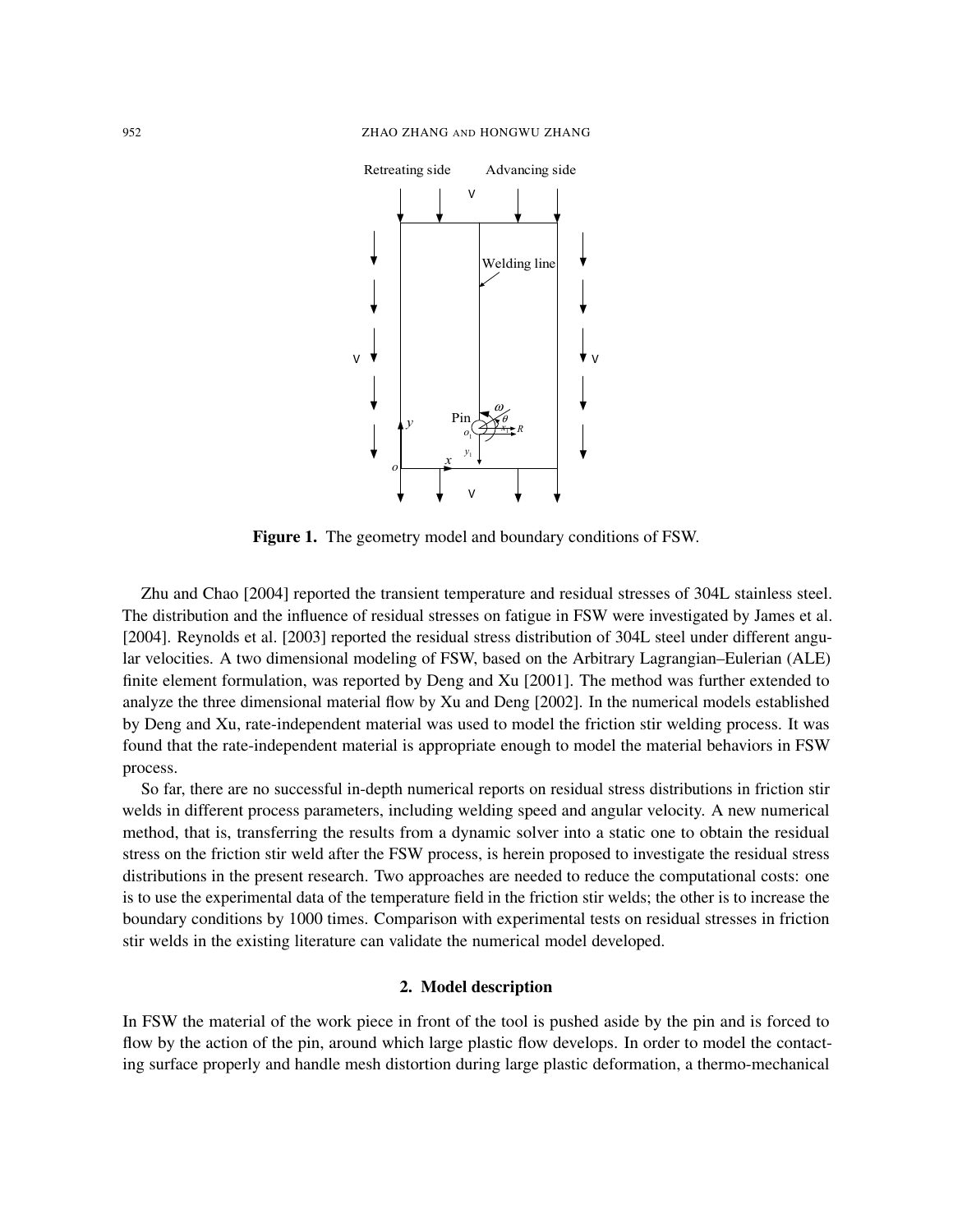Figure 1. The geometry model and boundary conditions of FSW.

Zhu and Chao [2004] reported the transient temperature and residual stresses of 304L stainless steel. The distribution and the influence of residual stresses on fatigue in FSW were investigated by James et al. [2004]. Reynolds et al. [2003] reported the residual stress distribution of 304L steel under different angular velocities. A two dimensional modeling of FSW, based on the Arbitrary Lagrangian–Eulerian (ALE) finite element formulation, was reported by Deng and Xu [2001]. The method was further extended to analyze the three dimensional material flow by Xu and Deng [2002]. In the numerical models established by Deng and Xu, rate-independent material was used to model the friction stir welding process. It was found that the rate-independent material is appropriate enough to model the material behaviors in FSW process.

So far, there are no successful in-depth numerical reports on residual stress distributions in friction stir welds in different process parameters, including welding speed and angular velocity. A new numerical method, that is, transferring the results from a dynamic solver into a static one to obtain the residual stress on the friction stir weld after the FSW process, is herein proposed to investigate the residual stress distributions in the present research. Two approaches are needed to reduce the computational costs: one is to use the experimental data of the temperature field in the friction stir welds; the other is to increase the boundary conditions by 1000 times. Comparison with experimental tests on residual stresses in friction stir welds in the existing literature can validate the numerical model developed.

## 2. Model description

In FSW the material of the work piece in front of the tool is pushed aside by the pin and is forced to flow by the action of the pin, around which large plastic flow develops. In order to model the contacting surface properly and handle mesh distortion during large plastic deformation, a thermo-mechanical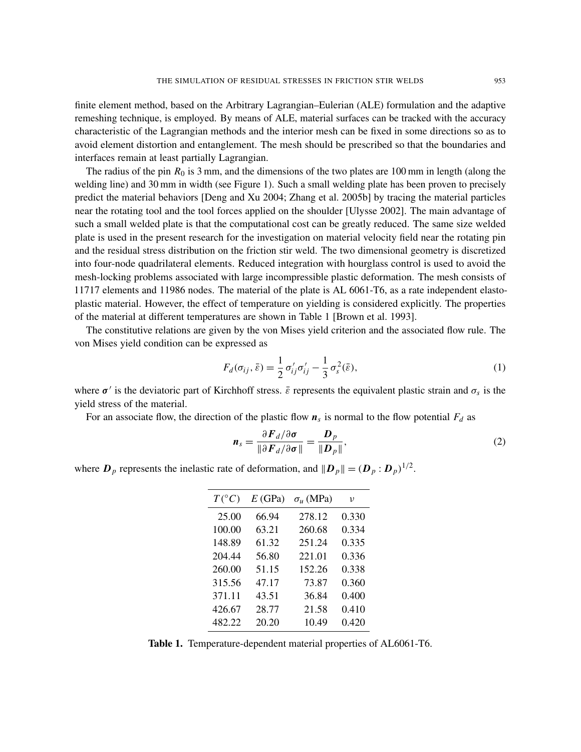finite element method, based on the Arbitrary Lagrangian–Eulerian (ALE) formulation and the adaptive remeshing technique, is employed. By means of ALE, material surfaces can be tracked with the accuracy characteristic of the Lagrangian methods and the interior mesh can be fixed in some directions so as to avoid element distortion and entanglement. The mesh should be prescribed so that the boundaries and interfaces remain at least partially Lagrangian.

The radius of the pin $R_0$ is 3 mm, and the dimensions of the two plates are 100 mm in length (along the welding line) and 30 mm in width (see Figure 1). Such a small welding plate has been proven to precisely predict the material behaviors [Deng and Xu 2004; Zhang et al. 2005b] by tracing the material particles near the rotating tool and the tool forces applied on the shoulder [Ulysse 2002]. The main advantage of such a small welded plate is that the computational cost can be greatly reduced. The same size welded plate is used in the present research for the investigation on material velocity field near the rotating pin and the residual stress distribution on the friction stir weld. The two dimensional geometry is discretized into four-node quadrilateral elements. Reduced integration with hourglass control is used to avoid the mesh-locking problems associated with large incompressible plastic deformation. The mesh consists of 11717 elements and 11986 nodes. The material of the plate is AL 6061-T6, as a rate independent elasto-plastic material. However, the effect of temperature on yielding is considered explicitly. The properties of the material at different temperatures are shown in Table 1 [Brown et al. 1993].

The constitutive relations are given by the von Mises yield criterion and the associated flow rule. The von Mises yield condition can be expressed as

$$F_d(\sigma_{ij}, \bar{\varepsilon}) = \frac{1}{2}\sigma'_{ij}\sigma'_{ij} - \frac{1}{3}\sigma_s^2(\bar{\varepsilon}), \tag{1}$$

where $\boldsymbol{\sigma}'$ is the deviatoric part of Kirchhoff stress. $\bar{\varepsilon}$ represents the equivalent plastic strain and $\sigma_s$ is the yield stress of the material.

For an associate flow, the direction of the plastic flow $\boldsymbol{n}_s$ is normal to the flow potential $F_d$ as

$$\boldsymbol{n}_s = \frac{\partial \boldsymbol{F}_d/\partial \boldsymbol{\sigma}}{\|\partial \boldsymbol{F}_d/\partial \boldsymbol{\sigma}\|} = \frac{\boldsymbol{D}_p}{\|\boldsymbol{D}_p\|}, \tag{2}$$

where $\boldsymbol{D}_p$ represents the inelastic rate of deformation, and $\|\boldsymbol{D}_p\| = (\boldsymbol{D}_p : \boldsymbol{D}_p)^{1/2}$.

| $T\,(^\circ C)$ | $E$ (GPa) | $\sigma_u$ (MPa) | $\nu$ |
|---|---|---|---|
| 25.00 | 66.94 | 278.12 | 0.330 |
| 100.00 | 63.21 | 260.68 | 0.334 |
| 148.89 | 61.32 | 251.24 | 0.335 |
| 204.44 | 56.80 | 221.01 | 0.336 |
| 260.00 | 51.15 | 152.26 | 0.338 |
| 315.56 | 47.17 | 73.87 | 0.360 |
| 371.11 | 43.51 | 36.84 | 0.400 |
| 426.67 | 28.77 | 21.58 | 0.410 |
| 482.22 | 20.20 | 10.49 | 0.420 |

**Table 1.** Temperature-dependent material properties of AL6061-T6.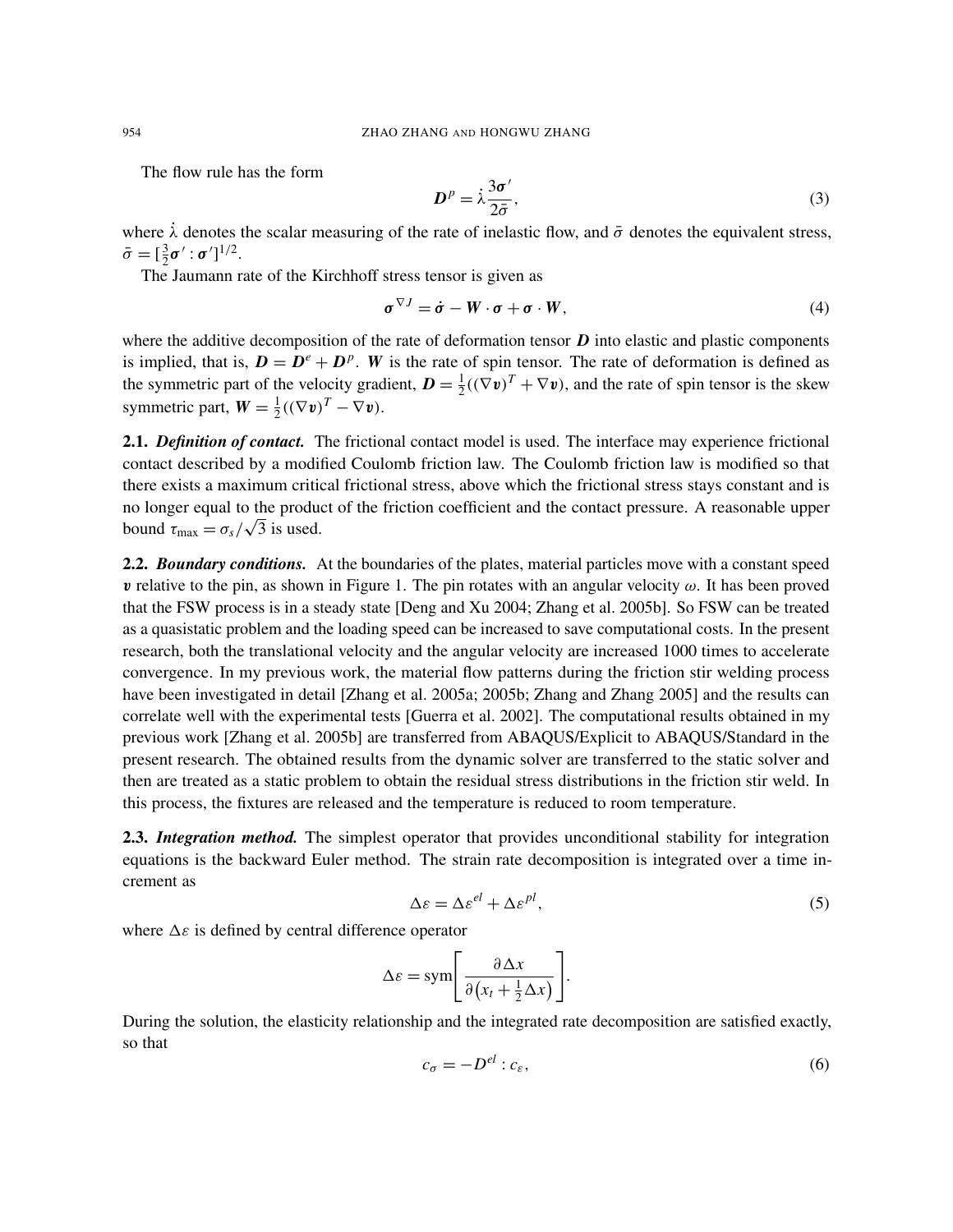The flow rule has the form

$$\boldsymbol{D}^p = \dot{\lambda}\frac{3\boldsymbol{\sigma}'}{2\bar{\sigma}}, \tag{3}$$

where $\dot{\lambda}$ denotes the scalar measuring of the rate of inelastic flow, and $\bar{\sigma}$ denotes the equivalent stress, $\bar{\sigma} = [\frac{3}{2}\boldsymbol{\sigma}' : \boldsymbol{\sigma}']^{1/2}$.

The Jaumann rate of the Kirchhoff stress tensor is given as

$$\boldsymbol{\sigma}^{\nabla J} = \dot{\boldsymbol{\sigma}} - \boldsymbol{W}\cdot\boldsymbol{\sigma} + \boldsymbol{\sigma}\cdot\boldsymbol{W}, \tag{4}$$

where the additive decomposition of the rate of deformation tensor $\boldsymbol{D}$ into elastic and plastic components is implied, that is, $\boldsymbol{D} = \boldsymbol{D}^e + \boldsymbol{D}^p$. $\boldsymbol{W}$ is the rate of spin tensor. The rate of deformation is defined as the symmetric part of the velocity gradient, $\boldsymbol{D} = \frac{1}{2}((\nabla\boldsymbol{v})^T + \nabla\boldsymbol{v})$, and the rate of spin tensor is the skew symmetric part, $\boldsymbol{W} = \frac{1}{2}((\nabla\boldsymbol{v})^T - \nabla\boldsymbol{v})$.

**2.1. *Definition of contact.*** The frictional contact model is used. The interface may experience frictional contact described by a modified Coulomb friction law. The Coulomb friction law is modified so that there exists a maximum critical frictional stress, above which the frictional stress stays constant and is no longer equal to the product of the friction coefficient and the contact pressure. A reasonable upper bound $\tau_{\max} = \sigma_s/\sqrt{3}$ is used.

**2.2. *Boundary conditions.*** At the boundaries of the plates, material particles move with a constant speed $\boldsymbol{v}$ relative to the pin, as shown in Figure 1. The pin rotates with an angular velocity $\omega$. It has been proved that the FSW process is in a steady state [Deng and Xu 2004; Zhang et al. 2005b]. So FSW can be treated as a quasistatic problem and the loading speed can be increased to save computational costs. In the present research, both the translational velocity and the angular velocity are increased 1000 times to accelerate convergence. In my previous work, the material flow patterns during the friction stir welding process have been investigated in detail [Zhang et al. 2005a; 2005b; Zhang and Zhang 2005] and the results can correlate well with the experimental tests [Guerra et al. 2002]. The computational results obtained in my previous work [Zhang et al. 2005b] are transferred from ABAQUS/Explicit to ABAQUS/Standard in the present research. The obtained results from the dynamic solver are transferred to the static solver and then are treated as a static problem to obtain the residual stress distributions in the friction stir weld. In this process, the fixtures are released and the temperature is reduced to room temperature.

**2.3. *Integration method.*** The simplest operator that provides unconditional stability for integration equations is the backward Euler method. The strain rate decomposition is integrated over a time increment as

$$\Delta\varepsilon = \Delta\varepsilon^{el} + \Delta\varepsilon^{pl}, \tag{5}$$

where $\Delta\varepsilon$ is defined by central difference operator

$$\Delta\varepsilon = \mathrm{sym}\left[\frac{\partial\Delta x}{\partial\left(x_t + \frac{1}{2}\Delta x\right)}\right].$$

During the solution, the elasticity relationship and the integrated rate decomposition are satisfied exactly, so that

$$c_\sigma = -D^{el} : c_\varepsilon, \tag{6}$$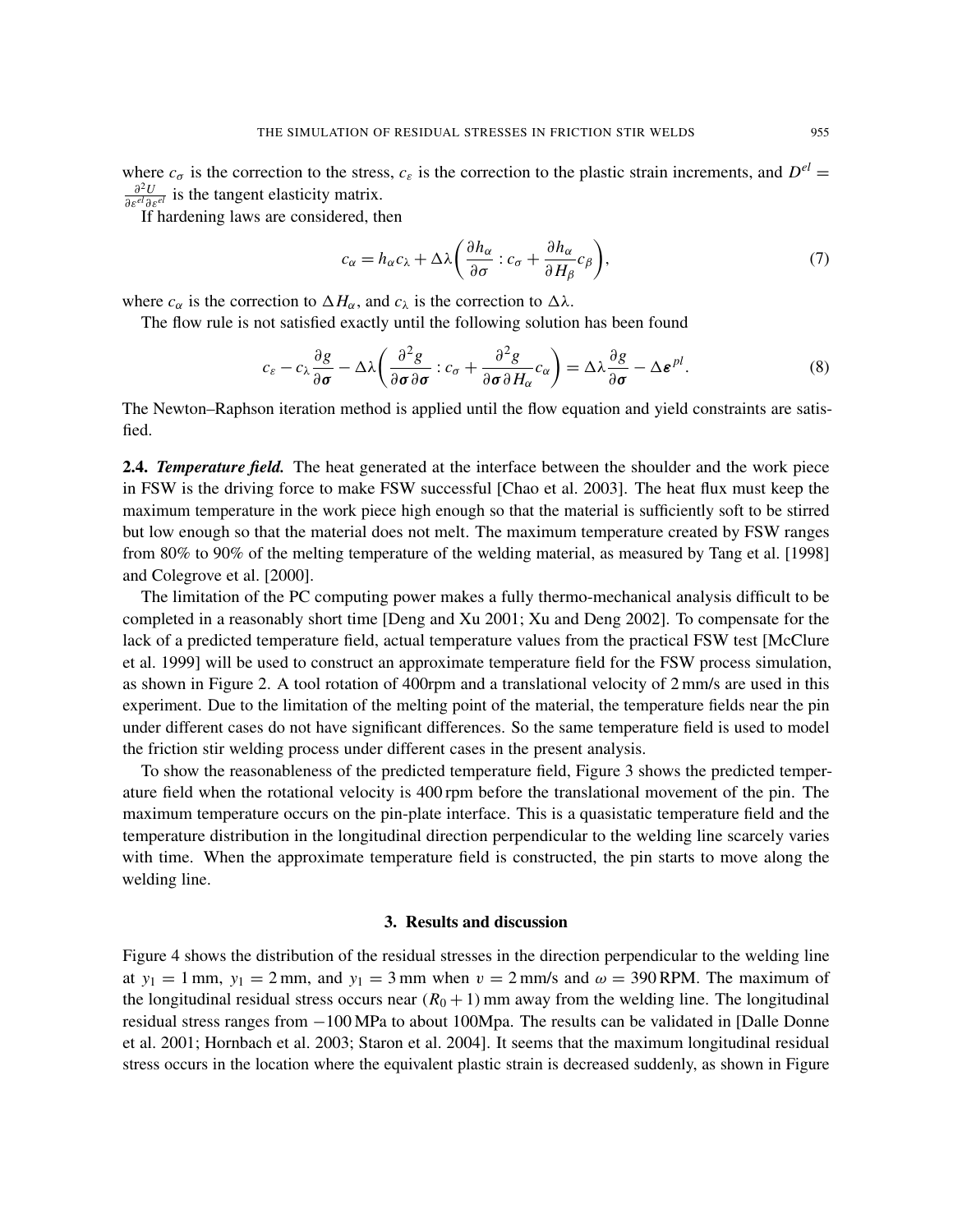where $c_\sigma$ is the correction to the stress, $c_\varepsilon$ is the correction to the plastic strain increments, and $D^{el} = \frac{\partial^2 U}{\partial \varepsilon^{el} \partial \varepsilon^{el}}$ is the tangent elasticity matrix.

If hardening laws are considered, then

$$c_\alpha = h_\alpha c_\lambda + \Delta\lambda \left( \frac{\partial h_\alpha}{\partial \sigma} : c_\sigma + \frac{\partial h_\alpha}{\partial H_\beta} c_\beta \right), \tag{7}$$

where $c_\alpha$ is the correction to $\Delta H_\alpha$, and $c_\lambda$ is the correction to $\Delta\lambda$.

The flow rule is not satisfied exactly until the following solution has been found

$$c_\varepsilon - c_\lambda \frac{\partial g}{\partial \boldsymbol{\sigma}} - \Delta\lambda \left( \frac{\partial^2 g}{\partial \boldsymbol{\sigma} \partial \boldsymbol{\sigma}} : c_\sigma + \frac{\partial^2 g}{\partial \boldsymbol{\sigma} \partial H_\alpha} c_\alpha \right) = \Delta\lambda \frac{\partial g}{\partial \boldsymbol{\sigma}} - \Delta \boldsymbol{\varepsilon}^{pl}. \tag{8}$$

The Newton–Raphson iteration method is applied until the flow equation and yield constraints are satisfied.

**2.4.** ***Temperature field.*** The heat generated at the interface between the shoulder and the work piece in FSW is the driving force to make FSW successful [Chao et al. 2003]. The heat flux must keep the maximum temperature in the work piece high enough so that the material is sufficiently soft to be stirred but low enough so that the material does not melt. The maximum temperature created by FSW ranges from 80% to 90% of the melting temperature of the welding material, as measured by Tang et al. [1998] and Colegrove et al. [2000].

The limitation of the PC computing power makes a fully thermo-mechanical analysis difficult to be completed in a reasonably short time [Deng and Xu 2001; Xu and Deng 2002]. To compensate for the lack of a predicted temperature field, actual temperature values from the practical FSW test [McClure et al. 1999] will be used to construct an approximate temperature field for the FSW process simulation, as shown in Figure 2. A tool rotation of 400rpm and a translational velocity of 2 mm/s are used in this experiment. Due to the limitation of the melting point of the material, the temperature fields near the pin under different cases do not have significant differences. So the same temperature field is used to model the friction stir welding process under different cases in the present analysis.

To show the reasonableness of the predicted temperature field, Figure 3 shows the predicted temperature field when the rotational velocity is 400 rpm before the translational movement of the pin. The maximum temperature occurs on the pin-plate interface. This is a quasistatic temperature field and the temperature distribution in the longitudinal direction perpendicular to the welding line scarcely varies with time. When the approximate temperature field is constructed, the pin starts to move along the welding line.

## 3. Results and discussion

Figure 4 shows the distribution of the residual stresses in the direction perpendicular to the welding line at $y_1 = 1$ mm, $y_1 = 2$ mm, and $y_1 = 3$ mm when $v = 2$ mm/s and $\omega = 390$ RPM. The maximum of the longitudinal residual stress occurs near $(R_0 + 1)$ mm away from the welding line. The longitudinal residual stress ranges from $-100$ MPa to about 100Mpa. The results can be validated in [Dalle Donne et al. 2001; Hornbach et al. 2003; Staron et al. 2004]. It seems that the maximum longitudinal residual stress occurs in the location where the equivalent plastic strain is decreased suddenly, as shown in Figure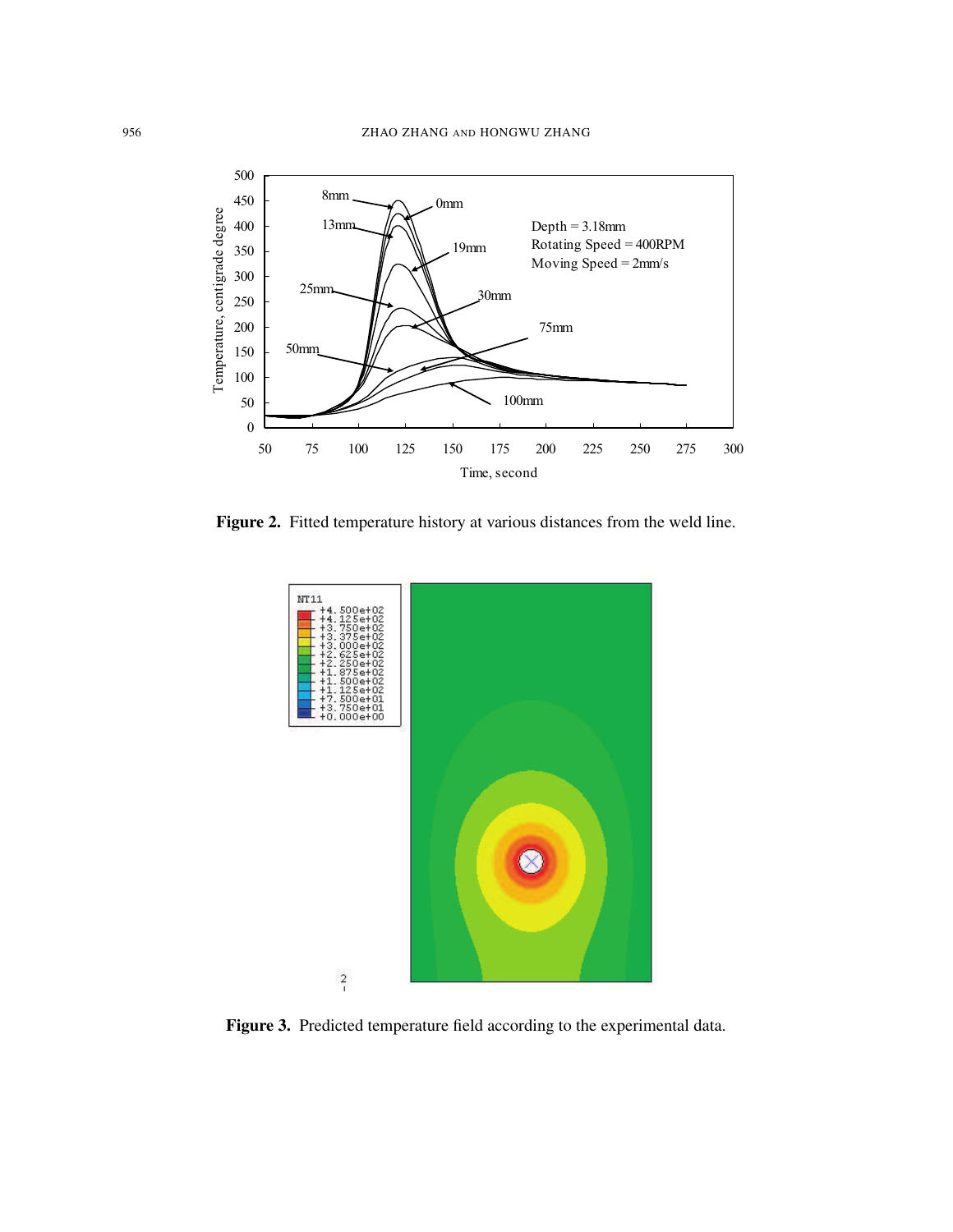Figure 2. Fitted temperature history at various distances from the weld line.

Figure 3. Predicted temperature field according to the experimental data.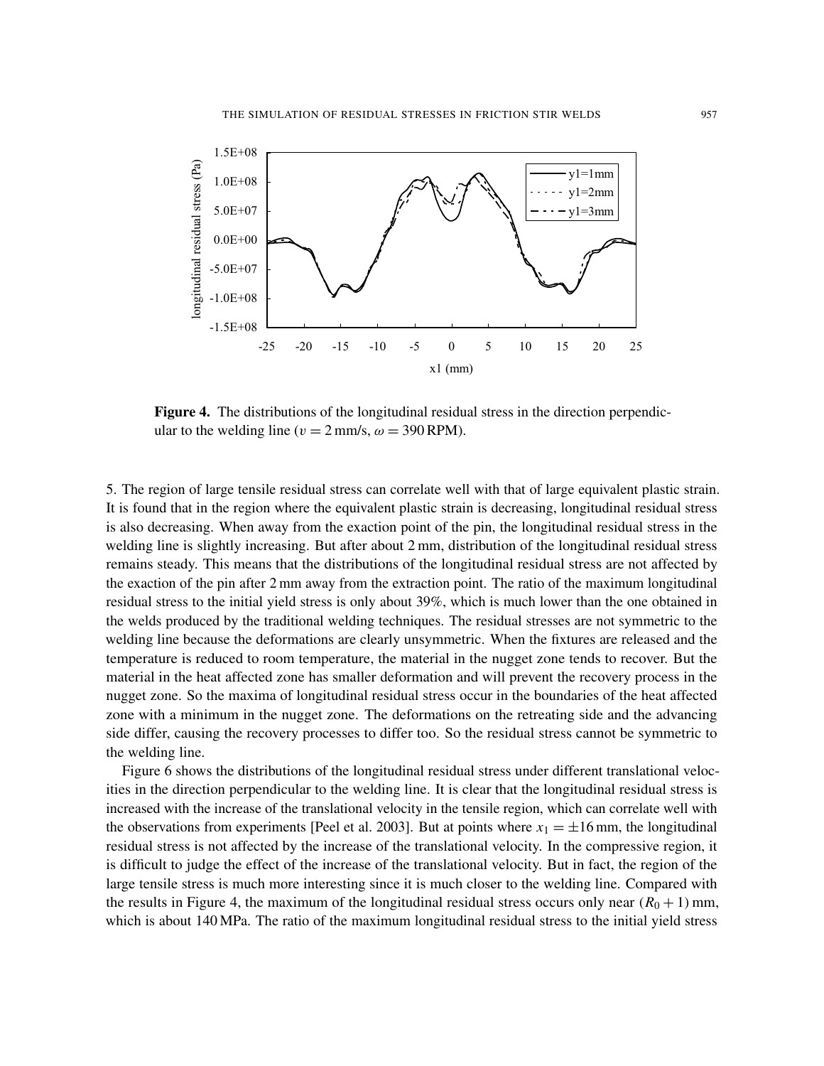**Figure 4.** The distributions of the longitudinal residual stress in the direction perpendicular to the welding line ($v = 2$ mm/s, $\omega = 390$ RPM).

5. The region of large tensile residual stress can correlate well with that of large equivalent plastic strain. It is found that in the region where the equivalent plastic strain is decreasing, longitudinal residual stress is also decreasing. When away from the exaction point of the pin, the longitudinal residual stress in the welding line is slightly increasing. But after about 2 mm, distribution of the longitudinal residual stress remains steady. This means that the distributions of the longitudinal residual stress are not affected by the exaction of the pin after 2 mm away from the extraction point. The ratio of the maximum longitudinal residual stress to the initial yield stress is only about 39%, which is much lower than the one obtained in the welds produced by the traditional welding techniques. The residual stresses are not symmetric to the welding line because the deformations are clearly unsymmetric. When the fixtures are released and the temperature is reduced to room temperature, the material in the nugget zone tends to recover. But the material in the heat affected zone has smaller deformation and will prevent the recovery process in the nugget zone. So the maxima of longitudinal residual stress occur in the boundaries of the heat affected zone with a minimum in the nugget zone. The deformations on the retreating side and the advancing side differ, causing the recovery processes to differ too. So the residual stress cannot be symmetric to the welding line.

Figure 6 shows the distributions of the longitudinal residual stress under different translational velocities in the direction perpendicular to the welding line. It is clear that the longitudinal residual stress is increased with the increase of the translational velocity in the tensile region, which can correlate well with the observations from experiments [Peel et al. 2003]. But at points where $x_1 = \pm 16$ mm, the longitudinal residual stress is not affected by the increase of the translational velocity. In the compressive region, it is difficult to judge the effect of the increase of the translational velocity. But in fact, the region of the large tensile stress is much more interesting since it is much closer to the welding line. Compared with the results in Figure 4, the maximum of the longitudinal residual stress occurs only near $(R_0 + 1)$ mm, which is about 140 MPa. The ratio of the maximum longitudinal residual stress to the initial yield stress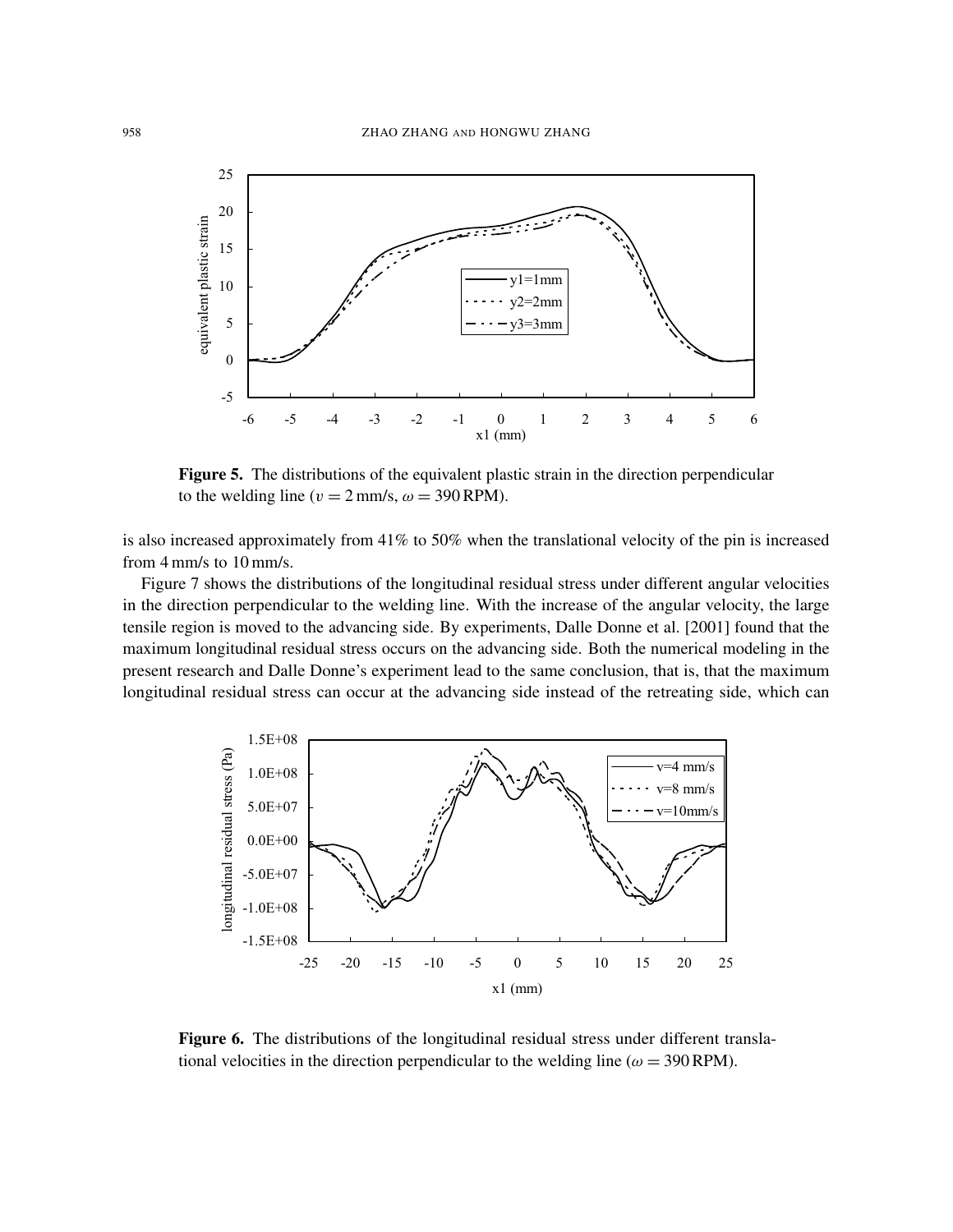Figure 5. The distributions of the equivalent plastic strain in the direction perpendicular to the welding line ($v = 2$ mm/s, $\omega = 390$ RPM).

is also increased approximately from 41% to 50% when the translational velocity of the pin is increased from 4 mm/s to 10 mm/s.

Figure 7 shows the distributions of the longitudinal residual stress under different angular velocities in the direction perpendicular to the welding line. With the increase of the angular velocity, the large tensile region is moved to the advancing side. By experiments, Dalle Donne et al. [2001] found that the maximum longitudinal residual stress occurs on the advancing side. Both the numerical modeling in the present research and Dalle Donne's experiment lead to the same conclusion, that is, that the maximum longitudinal residual stress can occur at the advancing side instead of the retreating side, which can

Figure 6. The distributions of the longitudinal residual stress under different translational velocities in the direction perpendicular to the welding line ($\omega = 390$ RPM).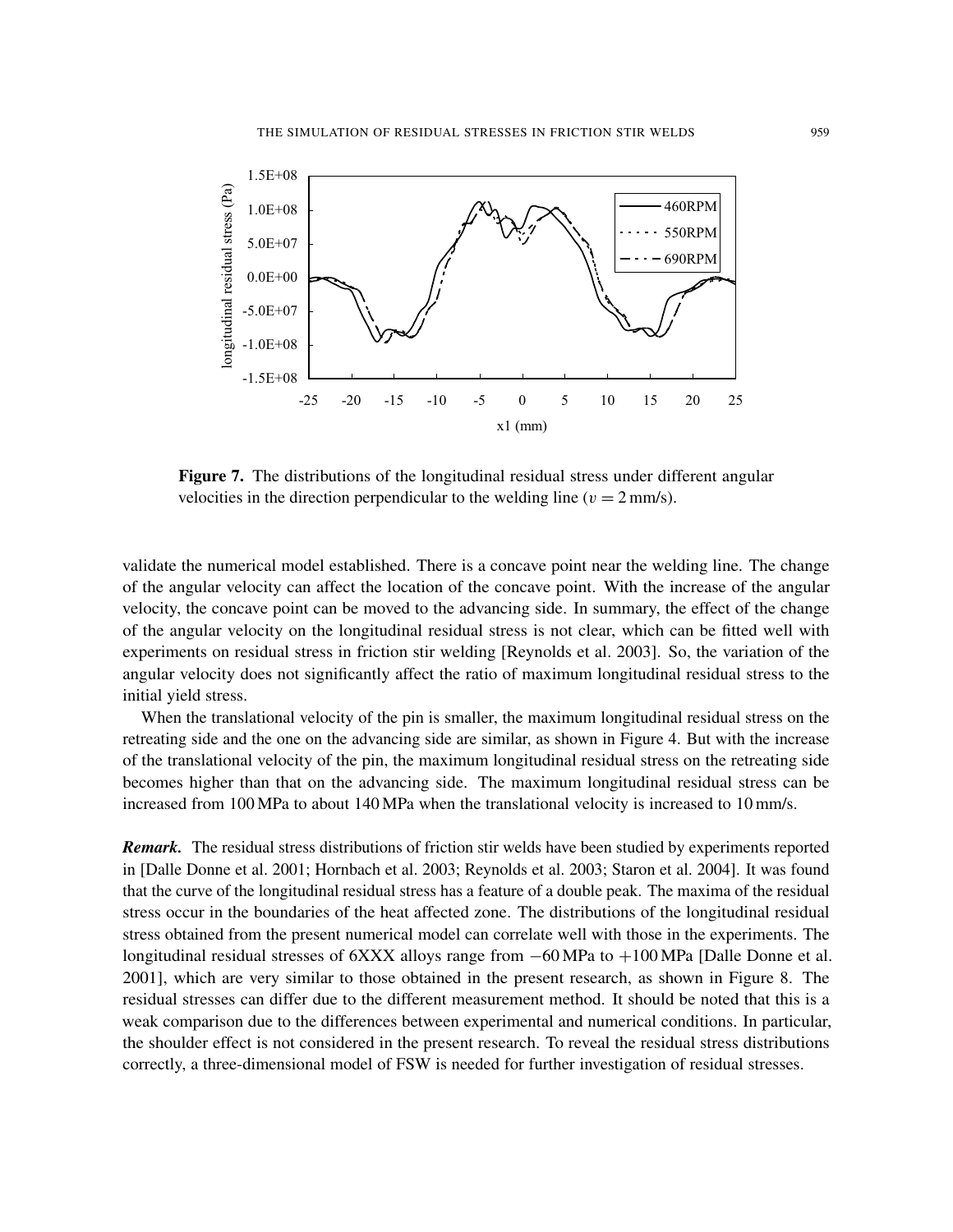**Figure 7.** The distributions of the longitudinal residual stress under different angular velocities in the direction perpendicular to the welding line ($v = 2$ mm/s).

validate the numerical model established. There is a concave point near the welding line. The change of the angular velocity can affect the location of the concave point. With the increase of the angular velocity, the concave point can be moved to the advancing side. In summary, the effect of the change of the angular velocity on the longitudinal residual stress is not clear, which can be fitted well with experiments on residual stress in friction stir welding [Reynolds et al. 2003]. So, the variation of the angular velocity does not significantly affect the ratio of maximum longitudinal residual stress to the initial yield stress.

When the translational velocity of the pin is smaller, the maximum longitudinal residual stress on the retreating side and the one on the advancing side are similar, as shown in Figure 4. But with the increase of the translational velocity of the pin, the maximum longitudinal residual stress on the retreating side becomes higher than that on the advancing side. The maximum longitudinal residual stress can be increased from 100 MPa to about 140 MPa when the translational velocity is increased to 10 mm/s.

***Remark.*** The residual stress distributions of friction stir welds have been studied by experiments reported in [Dalle Donne et al. 2001; Hornbach et al. 2003; Reynolds et al. 2003; Staron et al. 2004]. It was found that the curve of the longitudinal residual stress has a feature of a double peak. The maxima of the residual stress occur in the boundaries of the heat affected zone. The distributions of the longitudinal residual stress obtained from the present numerical model can correlate well with those in the experiments. The longitudinal residual stresses of 6XXX alloys range from $-60$ MPa to $+100$ MPa [Dalle Donne et al. 2001], which are very similar to those obtained in the present research, as shown in Figure 8. The residual stresses can differ due to the different measurement method. It should be noted that this is a weak comparison due to the differences between experimental and numerical conditions. In particular, the shoulder effect is not considered in the present research. To reveal the residual stress distributions correctly, a three-dimensional model of FSW is needed for further investigation of residual stresses.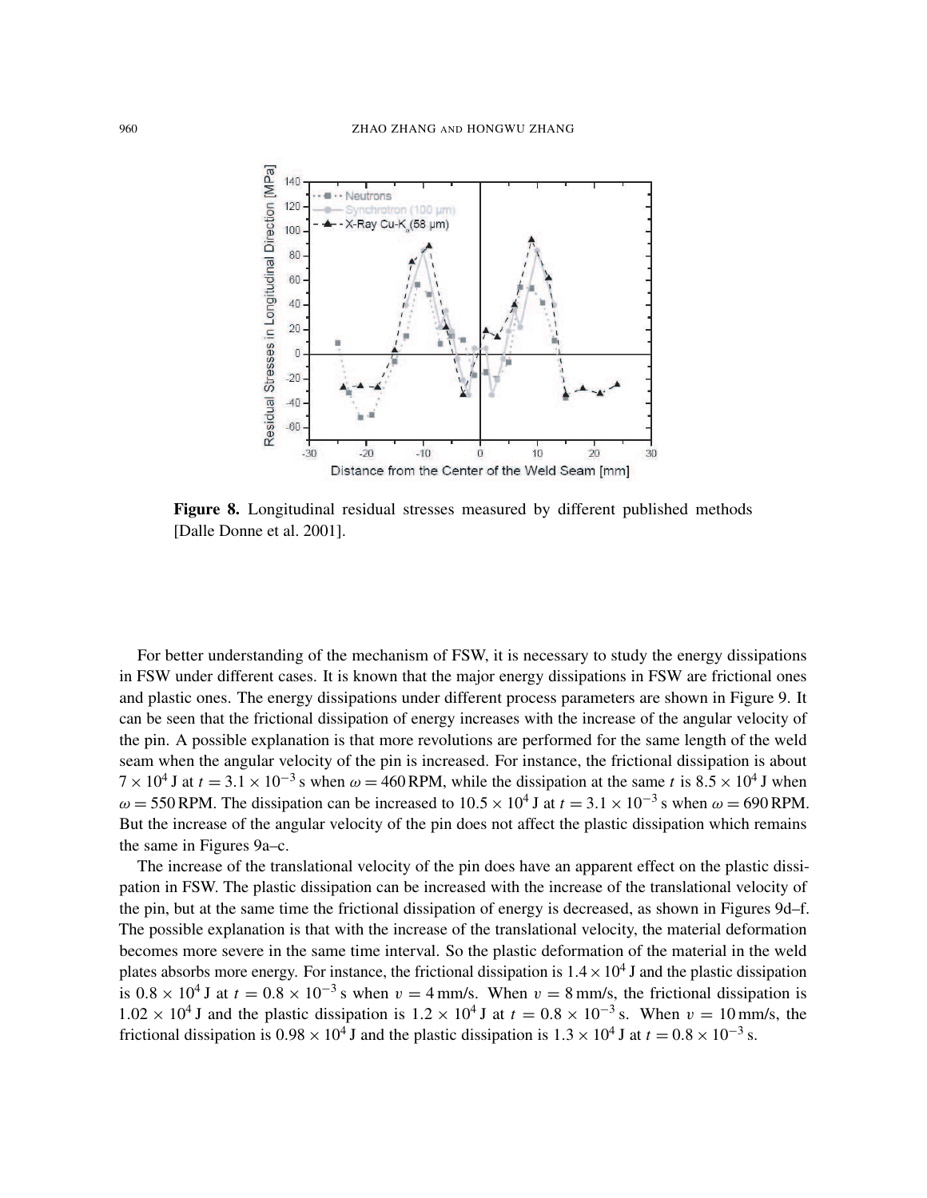**Figure 8.** Longitudinal residual stresses measured by different published methods [Dalle Donne et al. 2001].

For better understanding of the mechanism of FSW, it is necessary to study the energy dissipations in FSW under different cases. It is known that the major energy dissipations in FSW are frictional ones and plastic ones. The energy dissipations under different process parameters are shown in Figure 9. It can be seen that the frictional dissipation of energy increases with the increase of the angular velocity of the pin. A possible explanation is that more revolutions are performed for the same length of the weld seam when the angular velocity of the pin is increased. For instance, the frictional dissipation is about $7 \times 10^4$ J at $t = 3.1 \times 10^{-3}$ s when $\omega = 460$ RPM, while the dissipation at the same $t$ is $8.5 \times 10^4$ J when $\omega = 550$ RPM. The dissipation can be increased to $10.5 \times 10^4$ J at $t = 3.1 \times 10^{-3}$ s when $\omega = 690$ RPM. But the increase of the angular velocity of the pin does not affect the plastic dissipation which remains the same in Figures 9a–c.

The increase of the translational velocity of the pin does have an apparent effect on the plastic dissipation in FSW. The plastic dissipation can be increased with the increase of the translational velocity of the pin, but at the same time the frictional dissipation of energy is decreased, as shown in Figures 9d–f. The possible explanation is that with the increase of the translational velocity, the material deformation becomes more severe in the same time interval. So the plastic deformation of the material in the weld plates absorbs more energy. For instance, the frictional dissipation is $1.4 \times 10^4$ J and the plastic dissipation is $0.8 \times 10^4$ J at $t = 0.8 \times 10^{-3}$ s when $v = 4$ mm/s. When $v = 8$ mm/s, the frictional dissipation is $1.02 \times 10^4$ J and the plastic dissipation is $1.2 \times 10^4$ J at $t = 0.8 \times 10^{-3}$ s. When $v = 10$ mm/s, the frictional dissipation is $0.98 \times 10^4$ J and the plastic dissipation is $1.3 \times 10^4$ J at $t = 0.8 \times 10^{-3}$ s.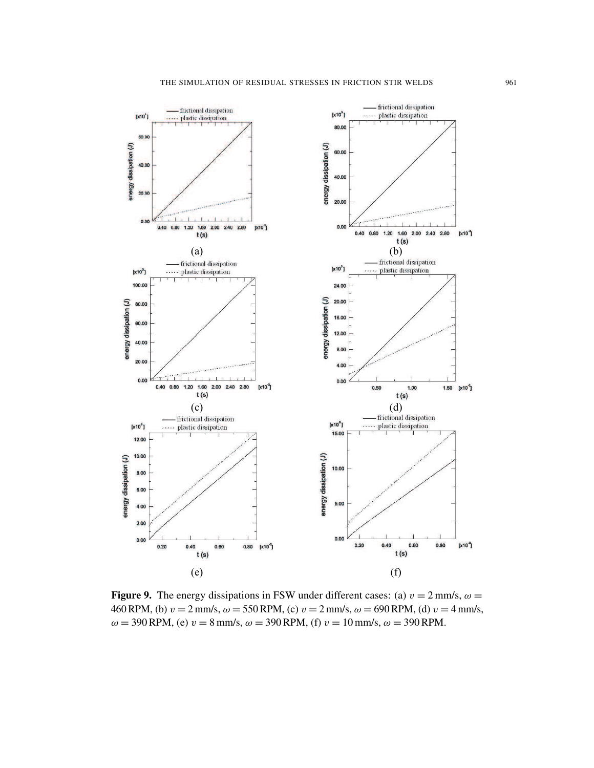Figure 9. The energy dissipations in FSW under different cases: (a) $v = 2$ mm/s, $\omega = 460$ RPM, (b) $v = 2$ mm/s, $\omega = 550$ RPM, (c) $v = 2$ mm/s, $\omega = 690$ RPM, (d) $v = 4$ mm/s, $\omega = 390$ RPM, (e) $v = 8$ mm/s, $\omega = 390$ RPM, (f) $v = 10$ mm/s, $\omega = 390$ RPM.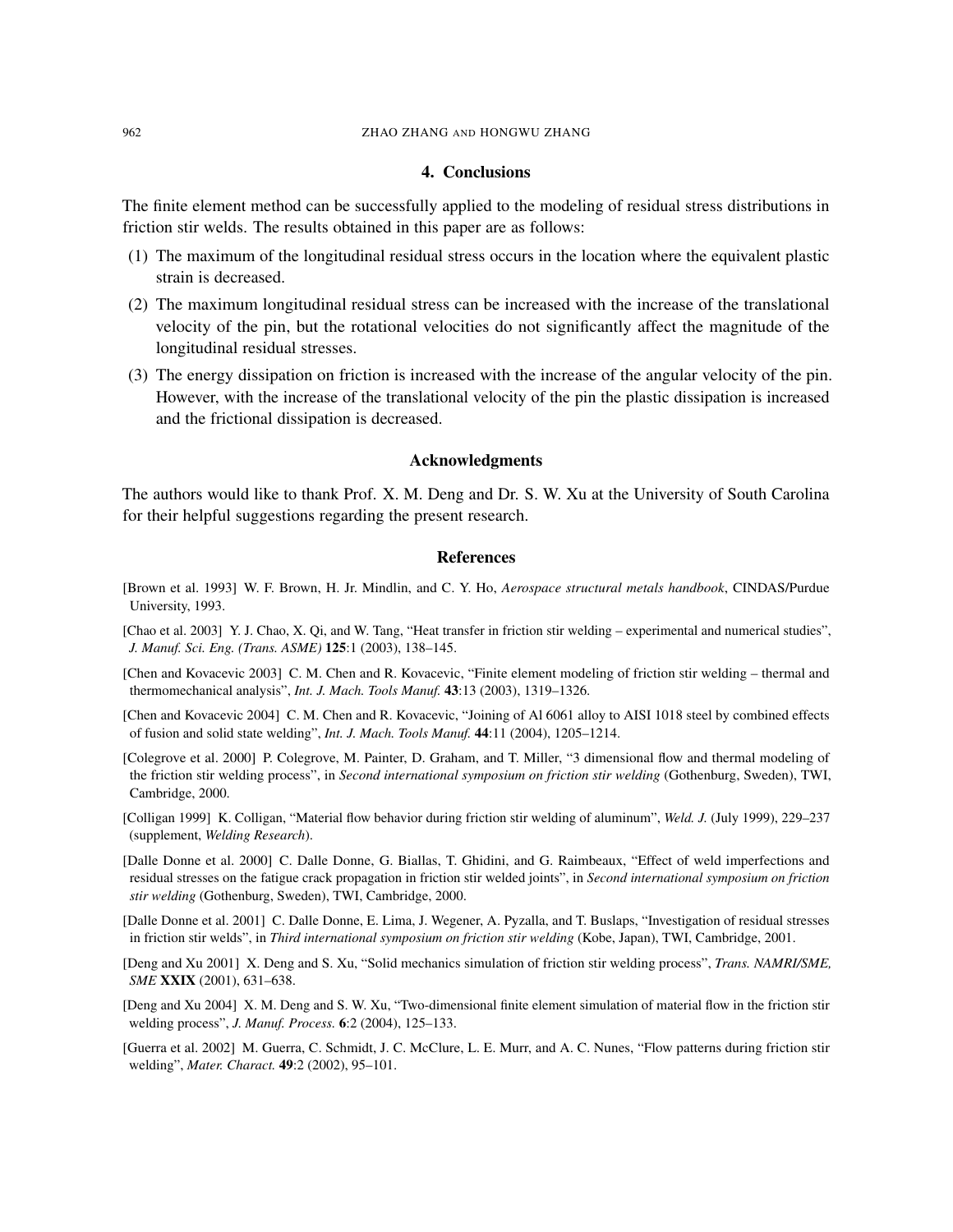## 4. Conclusions

The finite element method can be successfully applied to the modeling of residual stress distributions in friction stir welds. The results obtained in this paper are as follows:

(1) The maximum of the longitudinal residual stress occurs in the location where the equivalent plastic strain is decreased.

(2) The maximum longitudinal residual stress can be increased with the increase of the translational velocity of the pin, but the rotational velocities do not significantly affect the magnitude of the longitudinal residual stresses.

(3) The energy dissipation on friction is increased with the increase of the angular velocity of the pin. However, with the increase of the translational velocity of the pin the plastic dissipation is increased and the frictional dissipation is decreased.

## Acknowledgments

The authors would like to thank Prof. X. M. Deng and Dr. S. W. Xu at the University of South Carolina for their helpful suggestions regarding the present research.

## References

[Brown et al. 1993] W. F. Brown, H. Jr. Mindlin, and C. Y. Ho, *Aerospace structural metals handbook*, CINDAS/Purdue University, 1993.

[Chao et al. 2003] Y. J. Chao, X. Qi, and W. Tang, "Heat transfer in friction stir welding – experimental and numerical studies", *J. Manuf. Sci. Eng. (Trans. ASME)* **125**:1 (2003), 138–145.

[Chen and Kovacevic 2003] C. M. Chen and R. Kovacevic, "Finite element modeling of friction stir welding – thermal and thermomechanical analysis", *Int. J. Mach. Tools Manuf.* **43**:13 (2003), 1319–1326.

[Chen and Kovacevic 2004] C. M. Chen and R. Kovacevic, "Joining of Al 6061 alloy to AISI 1018 steel by combined effects of fusion and solid state welding", *Int. J. Mach. Tools Manuf.* **44**:11 (2004), 1205–1214.

[Colegrove et al. 2000] P. Colegrove, M. Painter, D. Graham, and T. Miller, "3 dimensional flow and thermal modeling of the friction stir welding process", in *Second international symposium on friction stir welding* (Gothenburg, Sweden), TWI, Cambridge, 2000.

[Colligan 1999] K. Colligan, "Material flow behavior during friction stir welding of aluminum", *Weld. J.* (July 1999), 229–237 (supplement, *Welding Research*).

[Dalle Donne et al. 2000] C. Dalle Donne, G. Biallas, T. Ghidini, and G. Raimbeaux, "Effect of weld imperfections and residual stresses on the fatigue crack propagation in friction stir welded joints", in *Second international symposium on friction stir welding* (Gothenburg, Sweden), TWI, Cambridge, 2000.

[Dalle Donne et al. 2001] C. Dalle Donne, E. Lima, J. Wegener, A. Pyzalla, and T. Buslaps, "Investigation of residual stresses in friction stir welds", in *Third international symposium on friction stir welding* (Kobe, Japan), TWI, Cambridge, 2001.

[Deng and Xu 2001] X. Deng and S. Xu, "Solid mechanics simulation of friction stir welding process", *Trans. NAMRI/SME, SME* **XXIX** (2001), 631–638.

[Deng and Xu 2004] X. M. Deng and S. W. Xu, "Two-dimensional finite element simulation of material flow in the friction stir welding process", *J. Manuf. Process.* **6**:2 (2004), 125–133.

[Guerra et al. 2002] M. Guerra, C. Schmidt, J. C. McClure, L. E. Murr, and A. C. Nunes, "Flow patterns during friction stir welding", *Mater. Charact.* **49**:2 (2002), 95–101.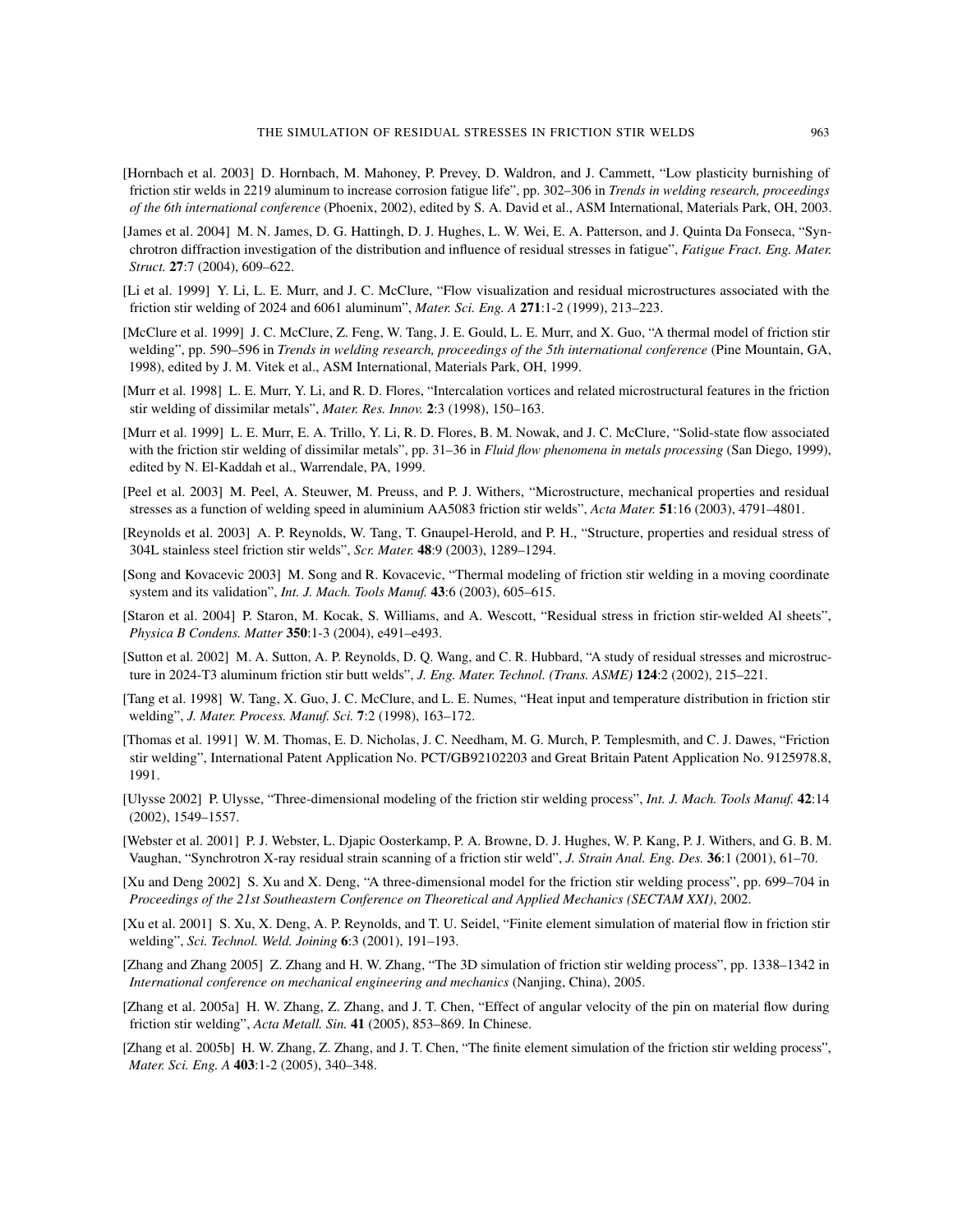[Hornbach et al. 2003] D. Hornbach, M. Mahoney, P. Prevey, D. Waldron, and J. Cammett, "Low plasticity burnishing of friction stir welds in 2219 aluminum to increase corrosion fatigue life", pp. 302–306 in *Trends in welding research, proceedings of the 6th international conference* (Phoenix, 2002), edited by S. A. David et al., ASM International, Materials Park, OH, 2003.

[James et al. 2004] M. N. James, D. G. Hattingh, D. J. Hughes, L. W. Wei, E. A. Patterson, and J. Quinta Da Fonseca, "Synchrotron diffraction investigation of the distribution and influence of residual stresses in fatigue", *Fatigue Fract. Eng. Mater. Struct.* **27**:7 (2004), 609–622.

[Li et al. 1999] Y. Li, L. E. Murr, and J. C. McClure, "Flow visualization and residual microstructures associated with the friction stir welding of 2024 and 6061 aluminum", *Mater. Sci. Eng. A* **271**:1-2 (1999), 213–223.

[McClure et al. 1999] J. C. McClure, Z. Feng, W. Tang, J. E. Gould, L. E. Murr, and X. Guo, "A thermal model of friction stir welding", pp. 590–596 in *Trends in welding research, proceedings of the 5th international conference* (Pine Mountain, GA, 1998), edited by J. M. Vitek et al., ASM International, Materials Park, OH, 1999.

[Murr et al. 1998] L. E. Murr, Y. Li, and R. D. Flores, "Intercalation vortices and related microstructural features in the friction stir welding of dissimilar metals", *Mater. Res. Innov.* **2**:3 (1998), 150–163.

[Murr et al. 1999] L. E. Murr, E. A. Trillo, Y. Li, R. D. Flores, B. M. Nowak, and J. C. McClure, "Solid-state flow associated with the friction stir welding of dissimilar metals", pp. 31–36 in *Fluid flow phenomena in metals processing* (San Diego, 1999), edited by N. El-Kaddah et al., Warrendale, PA, 1999.

[Peel et al. 2003] M. Peel, A. Steuwer, M. Preuss, and P. J. Withers, "Microstructure, mechanical properties and residual stresses as a function of welding speed in aluminium AA5083 friction stir welds", *Acta Mater.* **51**:16 (2003), 4791–4801.

[Reynolds et al. 2003] A. P. Reynolds, W. Tang, T. Gnaupel-Herold, and P. H., "Structure, properties and residual stress of 304L stainless steel friction stir welds", *Scr. Mater.* **48**:9 (2003), 1289–1294.

[Song and Kovacevic 2003] M. Song and R. Kovacevic, "Thermal modeling of friction stir welding in a moving coordinate system and its validation", *Int. J. Mach. Tools Manuf.* **43**:6 (2003), 605–615.

[Staron et al. 2004] P. Staron, M. Kocak, S. Williams, and A. Wescott, "Residual stress in friction stir-welded Al sheets", *Physica B Condens. Matter* **350**:1-3 (2004), e491–e493.

[Sutton et al. 2002] M. A. Sutton, A. P. Reynolds, D. Q. Wang, and C. R. Hubbard, "A study of residual stresses and microstructure in 2024-T3 aluminum friction stir butt welds", *J. Eng. Mater. Technol. (Trans. ASME)* **124**:2 (2002), 215–221.

[Tang et al. 1998] W. Tang, X. Guo, J. C. McClure, and L. E. Numes, "Heat input and temperature distribution in friction stir welding", *J. Mater. Process. Manuf. Sci.* **7**:2 (1998), 163–172.

[Thomas et al. 1991] W. M. Thomas, E. D. Nicholas, J. C. Needham, M. G. Murch, P. Templesmith, and C. J. Dawes, "Friction stir welding", International Patent Application No. PCT/GB92102203 and Great Britain Patent Application No. 9125978.8, 1991.

[Ulysse 2002] P. Ulysse, "Three-dimensional modeling of the friction stir welding process", *Int. J. Mach. Tools Manuf.* **42**:14 (2002), 1549–1557.

[Webster et al. 2001] P. J. Webster, L. Djapic Oosterkamp, P. A. Browne, D. J. Hughes, W. P. Kang, P. J. Withers, and G. B. M. Vaughan, "Synchrotron X-ray residual strain scanning of a friction stir weld", *J. Strain Anal. Eng. Des.* **36**:1 (2001), 61–70.

[Xu and Deng 2002] S. Xu and X. Deng, "A three-dimensional model for the friction stir welding process", pp. 699–704 in *Proceedings of the 21st Southeastern Conference on Theoretical and Applied Mechanics (SECTAM XXI)*, 2002.

[Xu et al. 2001] S. Xu, X. Deng, A. P. Reynolds, and T. U. Seidel, "Finite element simulation of material flow in friction stir welding", *Sci. Technol. Weld. Joining* **6**:3 (2001), 191–193.

[Zhang and Zhang 2005] Z. Zhang and H. W. Zhang, "The 3D simulation of friction stir welding process", pp. 1338–1342 in *International conference on mechanical engineering and mechanics* (Nanjing, China), 2005.

[Zhang et al. 2005a] H. W. Zhang, Z. Zhang, and J. T. Chen, "Effect of angular velocity of the pin on material flow during friction stir welding", *Acta Metall. Sin.* **41** (2005), 853–869. In Chinese.

[Zhang et al. 2005b] H. W. Zhang, Z. Zhang, and J. T. Chen, "The finite element simulation of the friction stir welding process", *Mater. Sci. Eng. A* **403**:1-2 (2005), 340–348.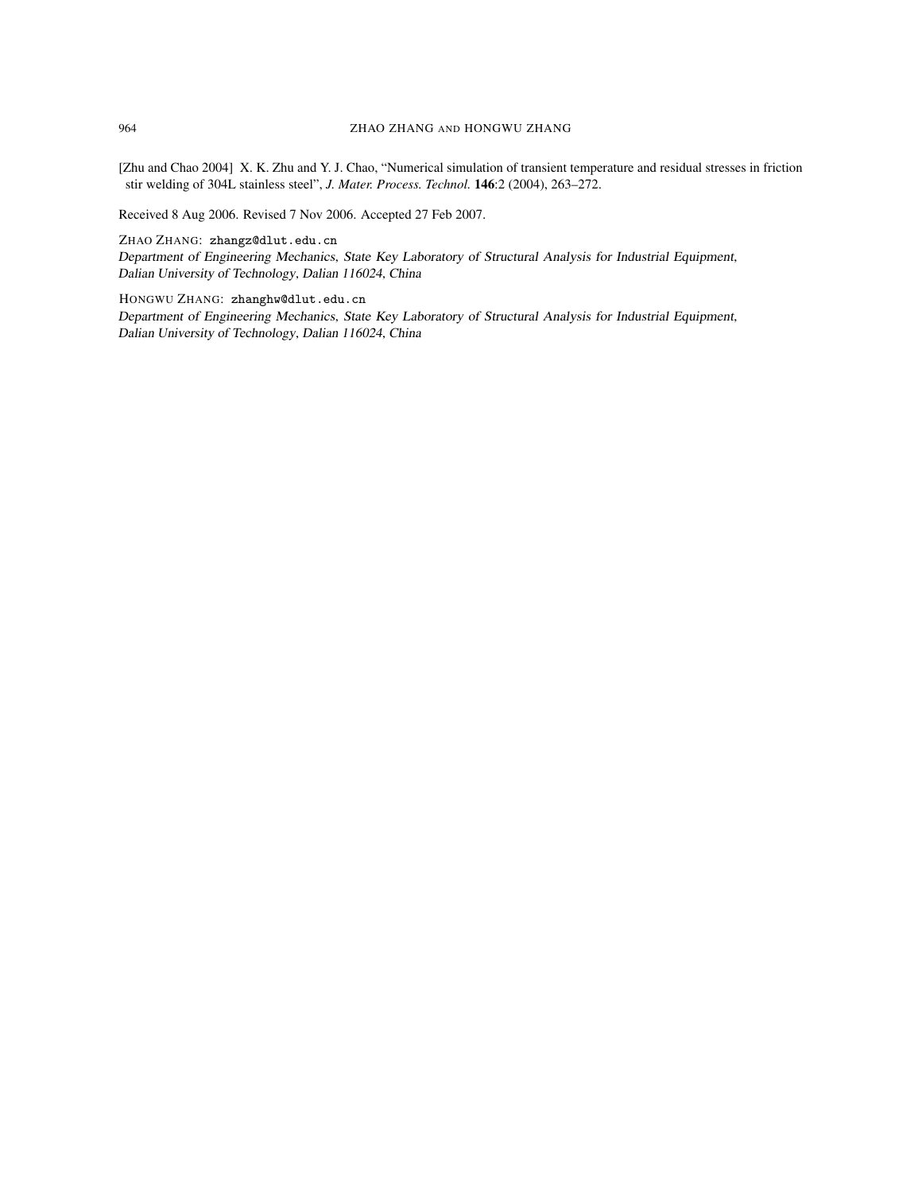[Zhu and Chao 2004] X. K. Zhu and Y. J. Chao, "Numerical simulation of transient temperature and residual stresses in friction stir welding of 304L stainless steel", *J. Mater. Process. Technol.* **146**:2 (2004), 263–272.

Received 8 Aug 2006. Revised 7 Nov 2006. Accepted 27 Feb 2007.

ZHAO ZHANG: zhangz@dlut.edu.cn
*Department of Engineering Mechanics, State Key Laboratory of Structural Analysis for Industrial Equipment, Dalian University of Technology, Dalian 116024, China*

HONGWU ZHANG: zhanghw@dlut.edu.cn
*Department of Engineering Mechanics, State Key Laboratory of Structural Analysis for Industrial Equipment, Dalian University of Technology, Dalian 116024, China*